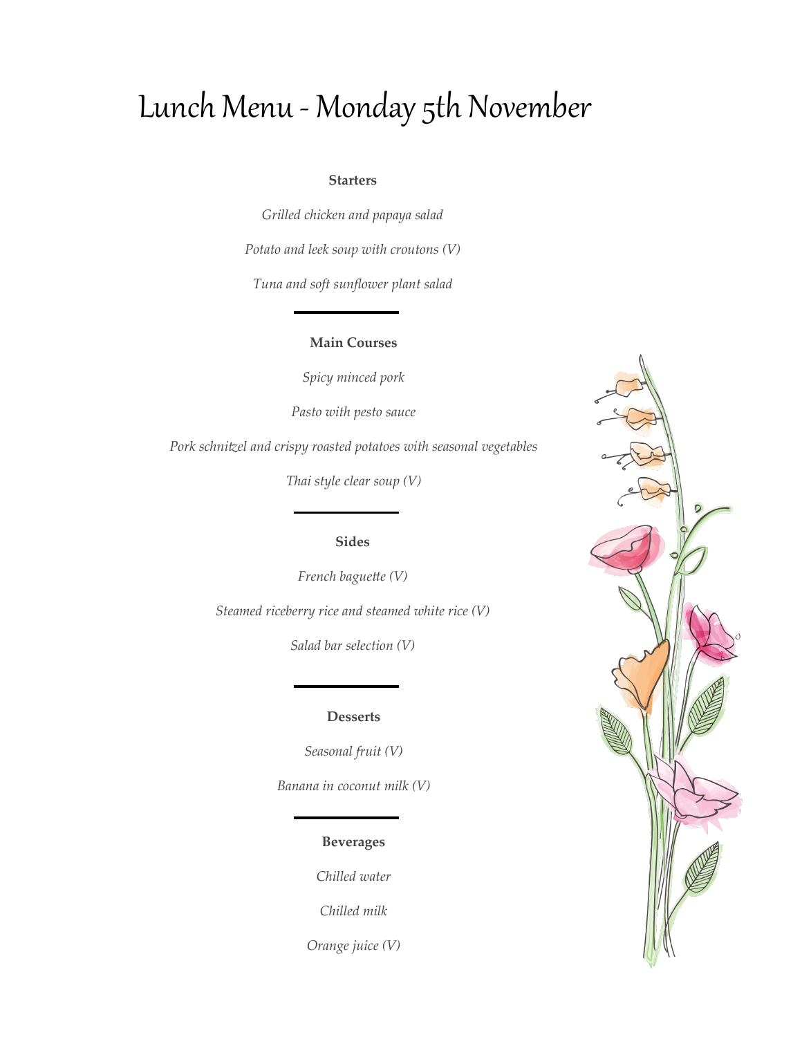# Lunch Menu - Monday 5th November

**Starters**

*Grilled chicken and papaya salad*

*Potato and leek soup with croutons (V)*

*Tuna and soft sunflower plant salad*

---

**Main Courses**

*Spicy minced pork*

*Pasto with pesto sauce*

*Pork schnitzel and crispy roasted potatoes with seasonal vegetables*

*Thai style clear soup (V)*

---

**Sides**

*French baguette (V)*

*Steamed riceberry rice and steamed white rice (V)*

*Salad bar selection (V)*

---

**Desserts**

*Seasonal fruit (V)*

*Banana in coconut milk (V)*

---

**Beverages**

*Chilled water*

*Chilled milk*

*Orange juice (V)*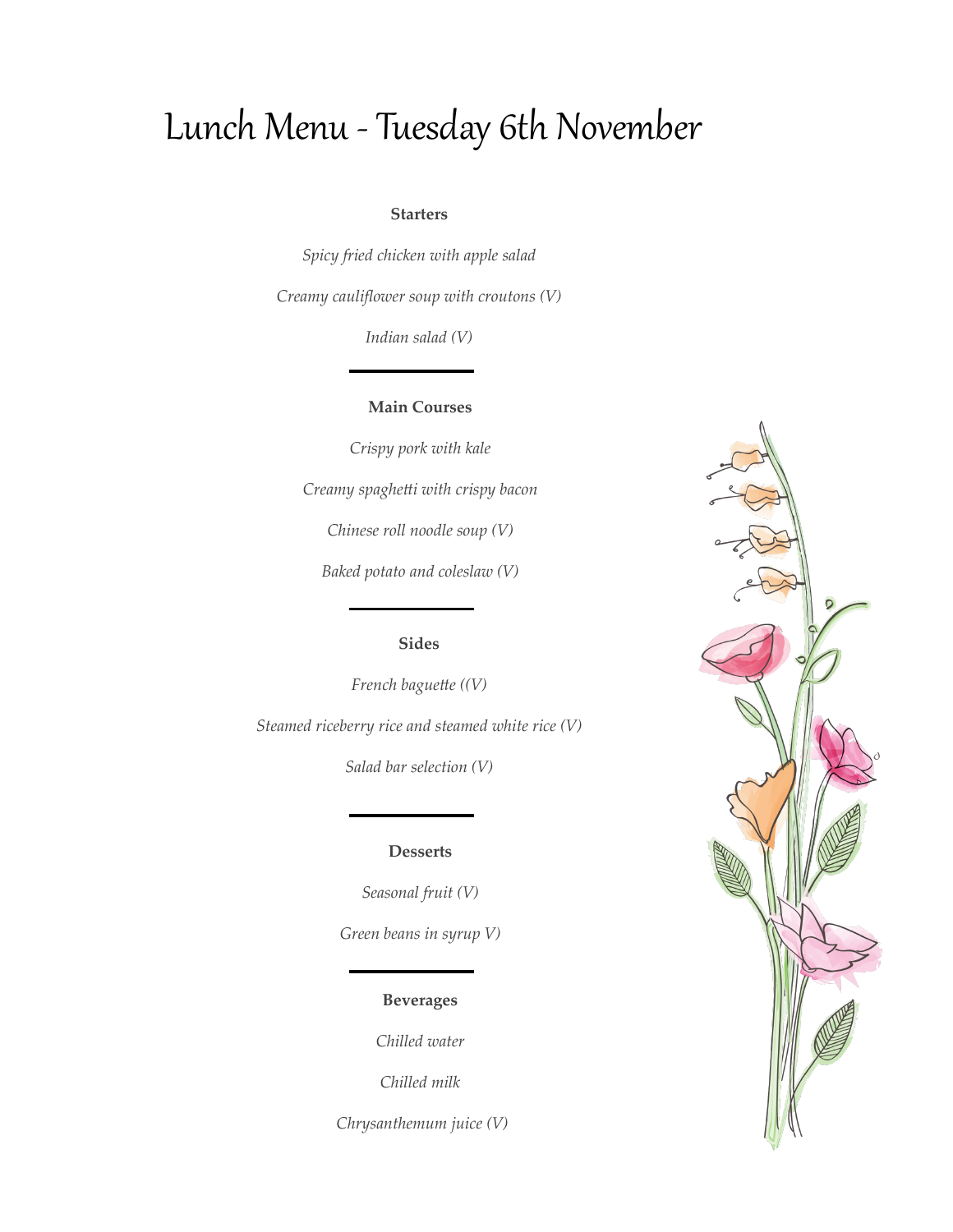# Lunch Menu - Tuesday 6th November

**Starters**

*Spicy fried chicken with apple salad*

*Creamy cauliflower soup with croutons (V)*

*Indian salad (V)*

---

**Main Courses**

*Crispy pork with kale*

*Creamy spaghetti with crispy bacon*

*Chinese roll noodle soup (V)*

*Baked potato and coleslaw (V)*

---

**Sides**

*French baguette ((V)*

*Steamed riceberry rice and steamed white rice (V)*

*Salad bar selection (V)*

---

**Desserts**

*Seasonal fruit (V)*

*Green beans in syrup V)*

---

**Beverages**

*Chilled water*

*Chilled milk*

*Chrysanthemum juice (V)*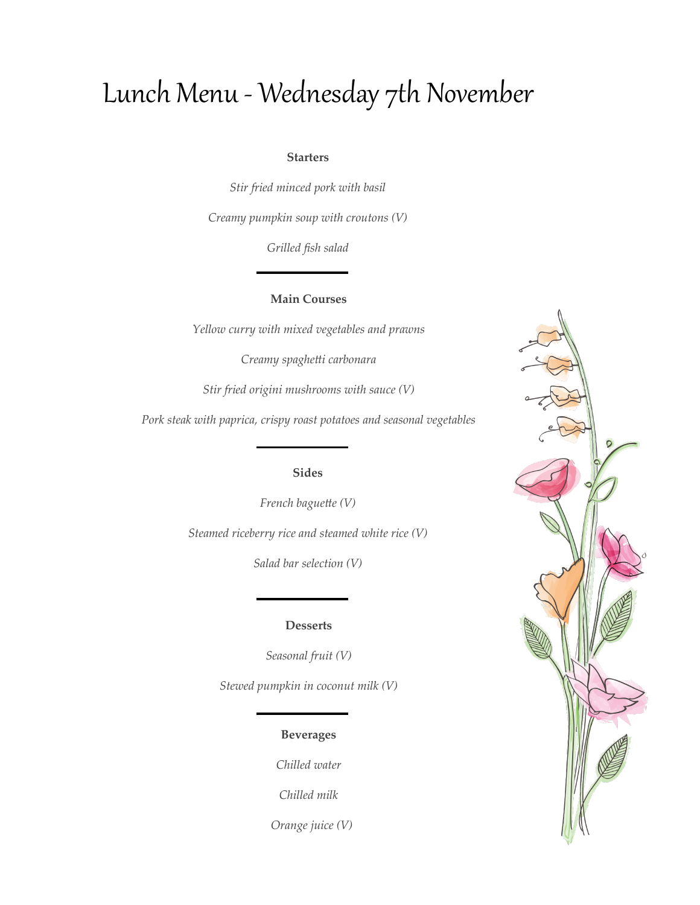# Lunch Menu - Wednesday 7th November

**Starters**

*Stir fried minced pork with basil*

*Creamy pumpkin soup with croutons (V)*

*Grilled fish salad*

---

**Main Courses**

*Yellow curry with mixed vegetables and prawns*

*Creamy spaghetti carbonara*

*Stir fried origini mushrooms with sauce (V)*

*Pork steak with paprica, crispy roast potatoes and seasonal vegetables*

---

**Sides**

*French baguette (V)*

*Steamed riceberry rice and steamed white rice (V)*

*Salad bar selection (V)*

---

**Desserts**

*Seasonal fruit (V)*

*Stewed pumpkin in coconut milk (V)*

---

**Beverages**

*Chilled water*

*Chilled milk*

*Orange juice (V)*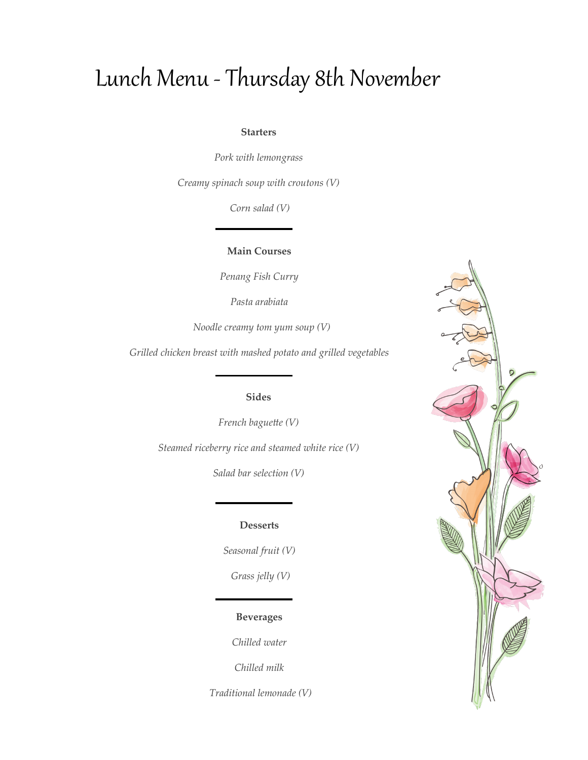# Lunch Menu - Thursday 8th November

**Starters**

*Pork with lemongrass*

*Creamy spinach soup with croutons (V)*

*Corn salad (V)*

---

**Main Courses**

*Penang Fish Curry*

*Pasta arabiata*

*Noodle creamy tom yum soup (V)*

*Grilled chicken breast with mashed potato and grilled vegetables*

---

**Sides**

*French baguette (V)*

*Steamed riceberry rice and steamed white rice (V)*

*Salad bar selection (V)*

---

**Desserts**

*Seasonal fruit (V)*

*Grass jelly (V)*

---

**Beverages**

*Chilled water*

*Chilled milk*

*Traditional lemonade (V)*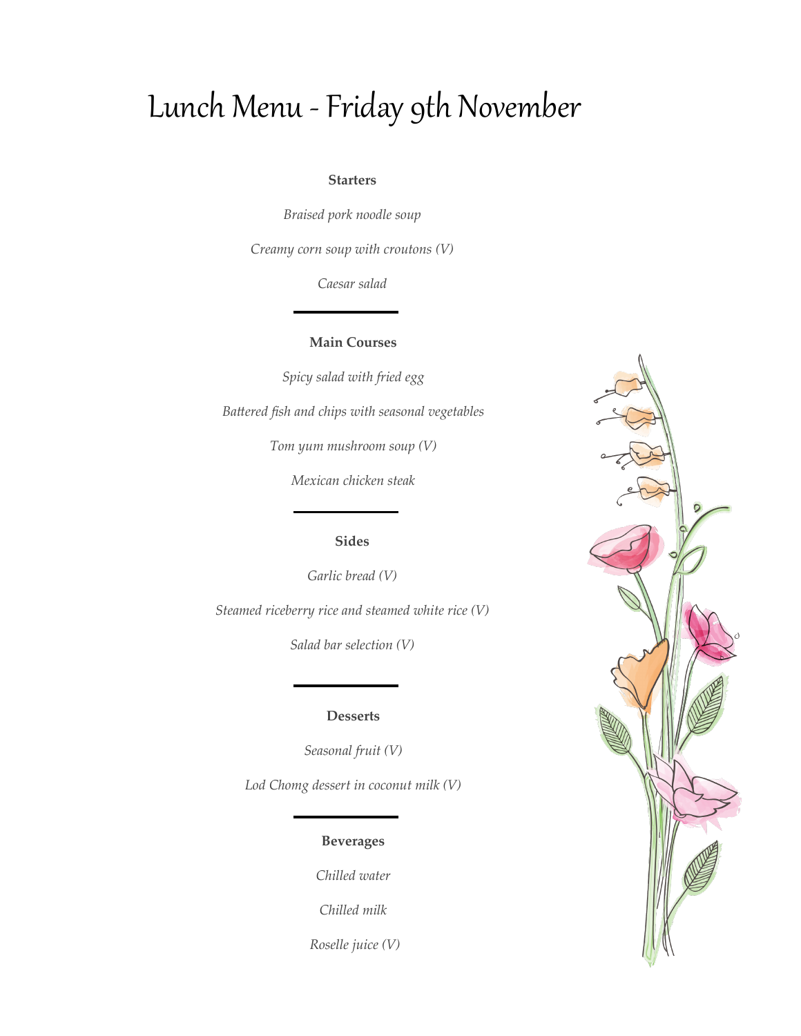# Lunch Menu - Friday 9th November

### Starters

*Braised pork noodle soup*

*Creamy corn soup with croutons (V)*

*Caesar salad*

---

### Main Courses

*Spicy salad with fried egg*

*Battered fish and chips with seasonal vegetables*

*Tom yum mushroom soup (V)*

*Mexican chicken steak*

---

### Sides

*Garlic bread (V)*

*Steamed riceberry rice and steamed white rice (V)*

*Salad bar selection (V)*

---

### Desserts

*Seasonal fruit (V)*

*Lod Chomg dessert in coconut milk (V)*

---

### Beverages

*Chilled water*

*Chilled milk*

*Roselle juice (V)*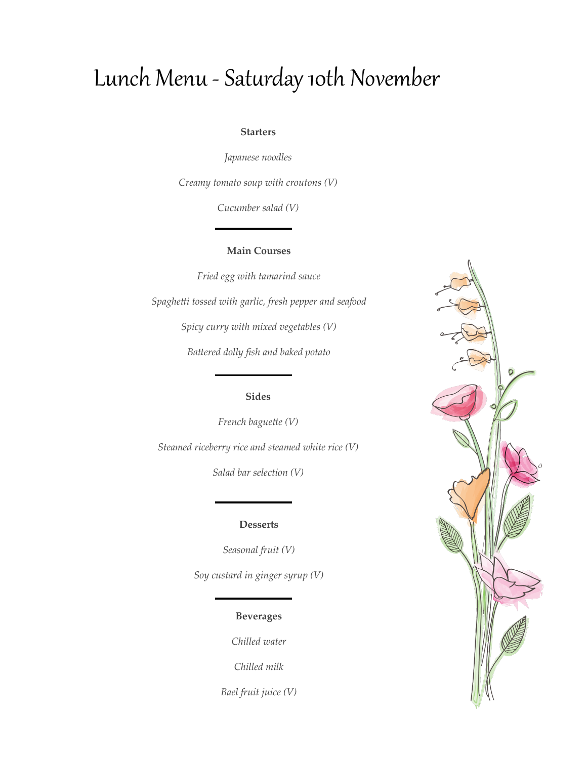# Lunch Menu - Saturday 10th November

### Starters

*Japanese noodles*

*Creamy tomato soup with croutons (V)*

*Cucumber salad (V)*

---

### Main Courses

*Fried egg with tamarind sauce*

*Spaghetti tossed with garlic, fresh pepper and seafood*

*Spicy curry with mixed vegetables (V)*

*Battered dolly fish and baked potato*

---

### Sides

*French baguette (V)*

*Steamed riceberry rice and steamed white rice (V)*

*Salad bar selection (V)*

---

### Desserts

*Seasonal fruit (V)*

*Soy custard in ginger syrup (V)*

---

### Beverages

*Chilled water*

*Chilled milk*

*Bael fruit juice (V)*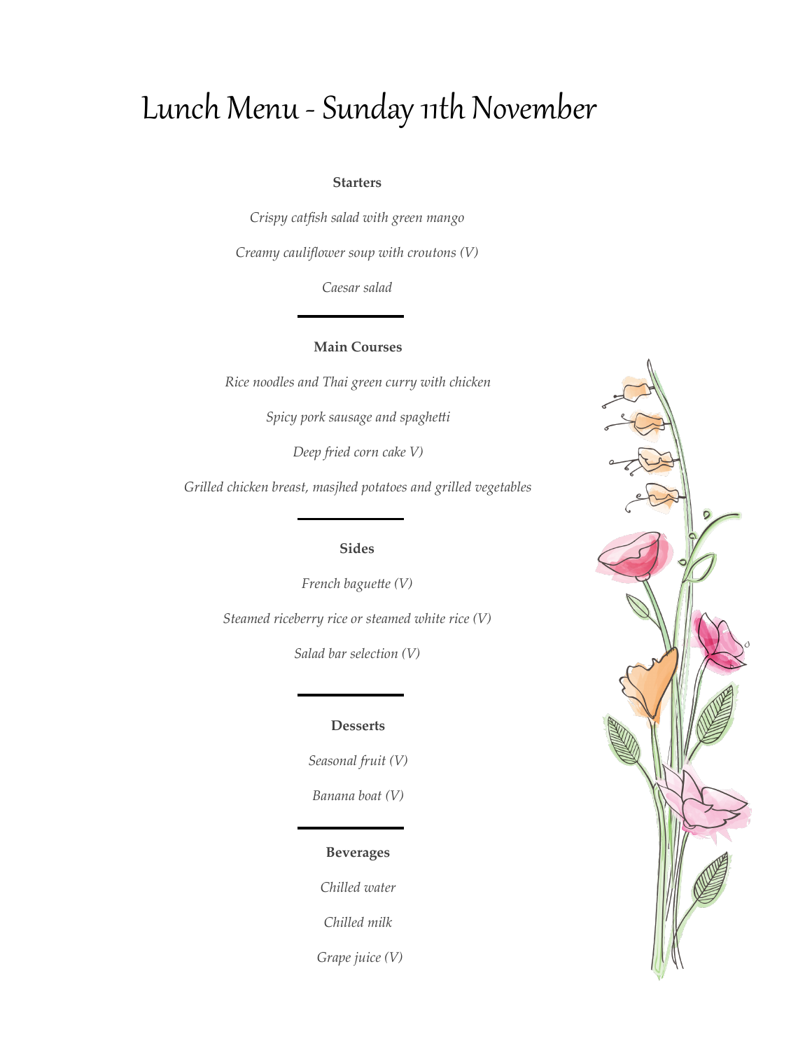# Lunch Menu - Sunday 11th November

**Starters**

*Crispy catfish salad with green mango*

*Creamy cauliflower soup with croutons (V)*

*Caesar salad*

---

**Main Courses**

*Rice noodles and Thai green curry with chicken*

*Spicy pork sausage and spaghetti*

*Deep fried corn cake V)*

*Grilled chicken breast, masjhed potatoes and grilled vegetables*

---

**Sides**

*French baguette (V)*

*Steamed riceberry rice or steamed white rice (V)*

*Salad bar selection (V)*

---

**Desserts**

*Seasonal fruit (V)*

*Banana boat (V)*

---

**Beverages**

*Chilled water*

*Chilled milk*

*Grape juice (V)*